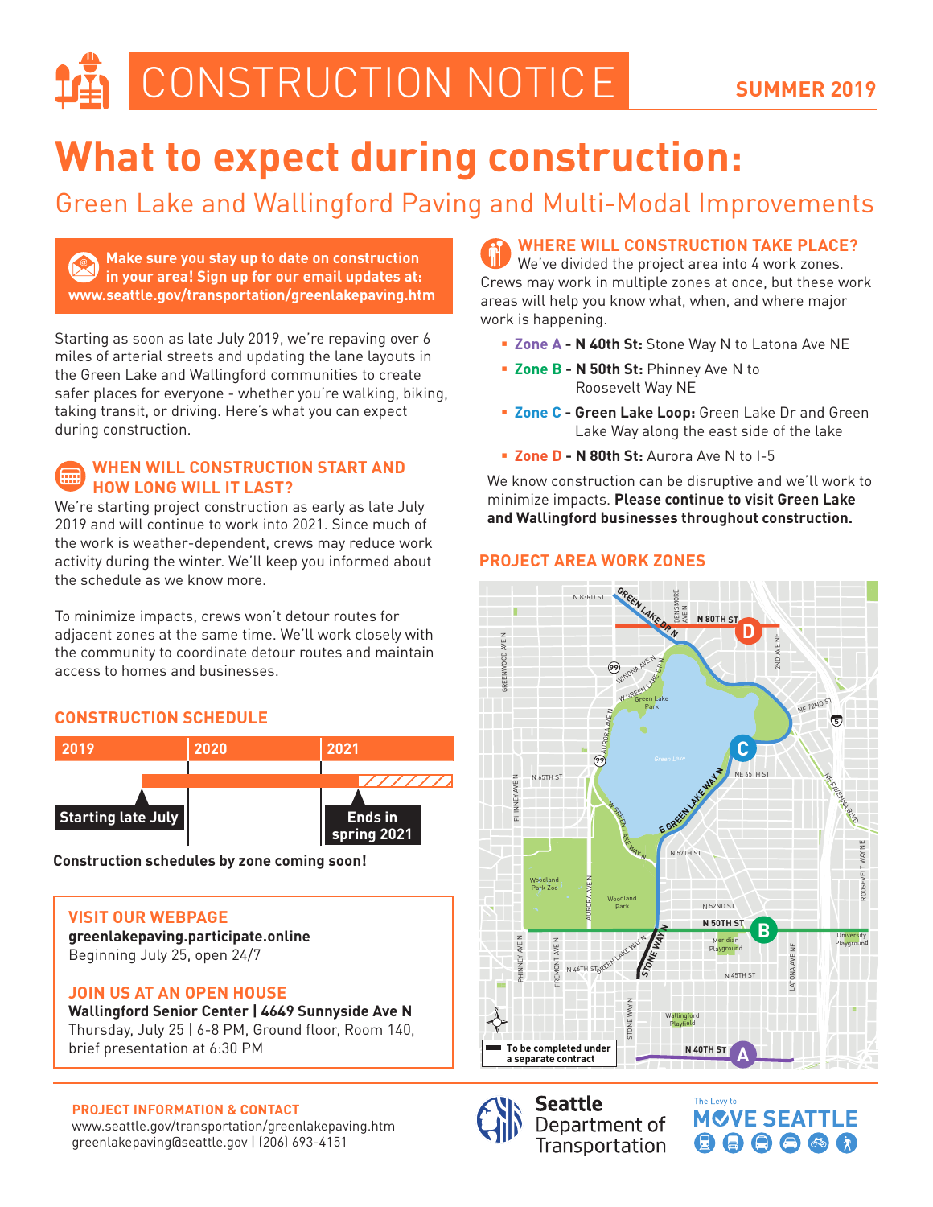# CONSTRUCTION NOTICE

**SUMMER 2019**

# What to expect during construction:

## Green Lake and Wallingford Paving and Multi-Modal Improvements

**Make sure you stay up to date on construction in your area! Sign up for our email updates at: www.seattle.gov/transportation/greenlakepaving.htm**

Starting as soon as late July 2019, we're repaving over 6 miles of arterial streets and updating the lane layouts in the Green Lake and Wallingford communities to create safer places for everyone - whether you're walking, biking, taking transit, or driving. Here's what you can expect during construction.

### WHEN WILL CONSTRUCTION START AND HOW LONG WILL IT LAST?

We're starting project construction as early as late July 2019 and will continue to work into 2021. Since much of the work is weather-dependent, crews may reduce work activity during the winter. We'll keep you informed about the schedule as we know more.

To minimize impacts, crews won't detour routes for adjacent zones at the same time. We'll work closely with the community to coordinate detour routes and maintain access to homes and businesses.

### CONSTRUCTION SCHEDULE

2019
2020
2021
Starting late July
Ends in spring 2021

**Construction schedules by zone coming soon!**

### VISIT OUR WEBPAGE

**greenlakepaving.participate.online**
Beginning July 25, open 24/7

### JOIN US AT AN OPEN HOUSE

**Wallingford Senior Center | 4649 Sunnyside Ave N**
Thursday, July 25 | 6-8 PM, Ground floor, Room 140, brief presentation at 6:30 PM

### WHERE WILL CONSTRUCTION TAKE PLACE?

We've divided the project area into 4 work zones. Crews may work in multiple zones at once, but these work areas will help you know what, when, and where major work is happening.

- **Zone A - N 40th St:** Stone Way N to Latona Ave NE
- **Zone B - N 50th St:** Phinney Ave N to Roosevelt Way NE
- **Zone C - Green Lake Loop:** Green Lake Dr and Green Lake Way along the east side of the lake
- **Zone D - N 80th St:** Aurora Ave N to I-5

We know construction can be disruptive and we'll work to minimize impacts. **Please continue to visit Green Lake and Wallingford businesses throughout construction.**

### PROJECT AREA WORK ZONES

To be completed under a separate contract

### PROJECT INFORMATION & CONTACT

www.seattle.gov/transportation/greenlakepaving.htm
greenlakepaving@seattle.gov | (206) 693-4151

Seattle Department of Transportation

The Levy to MOVE SEATTLE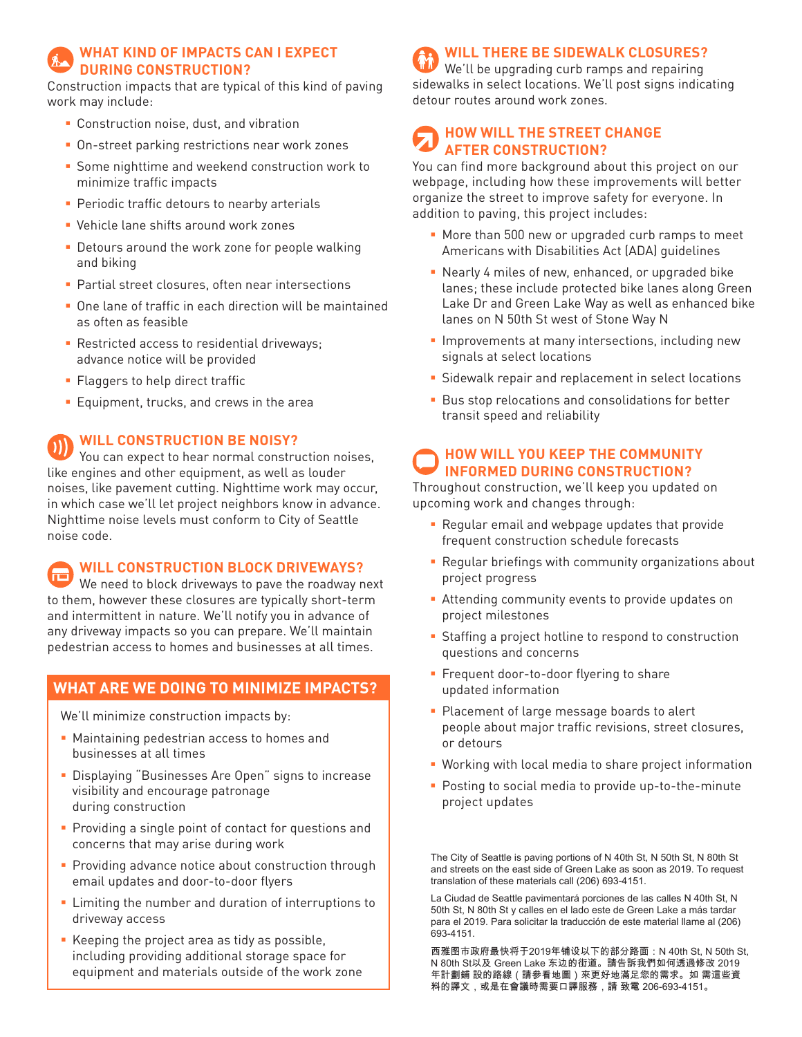## WHAT KIND OF IMPACTS CAN I EXPECT DURING CONSTRUCTION?

Construction impacts that are typical of this kind of paving work may include:

- Construction noise, dust, and vibration
- On-street parking restrictions near work zones
- Some nighttime and weekend construction work to minimize traffic impacts
- Periodic traffic detours to nearby arterials
- Vehicle lane shifts around work zones
- Detours around the work zone for people walking and biking
- Partial street closures, often near intersections
- One lane of traffic in each direction will be maintained as often as feasible
- Restricted access to residential driveways; advance notice will be provided
- Flaggers to help direct traffic
- Equipment, trucks, and crews in the area

## WILL CONSTRUCTION BE NOISY?

You can expect to hear normal construction noises, like engines and other equipment, as well as louder noises, like pavement cutting. Nighttime work may occur, in which case we'll let project neighbors know in advance. Nighttime noise levels must conform to City of Seattle noise code.

## WILL CONSTRUCTION BLOCK DRIVEWAYS?

We need to block driveways to pave the roadway next to them, however these closures are typically short-term and intermittent in nature. We'll notify you in advance of any driveway impacts so you can prepare. We'll maintain pedestrian access to homes and businesses at all times.

## WHAT ARE WE DOING TO MINIMIZE IMPACTS?

We'll minimize construction impacts by:

- Maintaining pedestrian access to homes and businesses at all times
- Displaying "Businesses Are Open" signs to increase visibility and encourage patronage during construction
- Providing a single point of contact for questions and concerns that may arise during work
- Providing advance notice about construction through email updates and door-to-door flyers
- Limiting the number and duration of interruptions to driveway access
- Keeping the project area as tidy as possible, including providing additional storage space for equipment and materials outside of the work zone

## WILL THERE BE SIDEWALK CLOSURES?

We'll be upgrading curb ramps and repairing sidewalks in select locations. We'll post signs indicating detour routes around work zones.

## HOW WILL THE STREET CHANGE AFTER CONSTRUCTION?

You can find more background about this project on our webpage, including how these improvements will better organize the street to improve safety for everyone. In addition to paving, this project includes:

- More than 500 new or upgraded curb ramps to meet Americans with Disabilities Act (ADA) guidelines
- Nearly 4 miles of new, enhanced, or upgraded bike lanes; these include protected bike lanes along Green Lake Dr and Green Lake Way as well as enhanced bike lanes on N 50th St west of Stone Way N
- Improvements at many intersections, including new signals at select locations
- Sidewalk repair and replacement in select locations
- Bus stop relocations and consolidations for better transit speed and reliability

## HOW WILL YOU KEEP THE COMMUNITY INFORMED DURING CONSTRUCTION?

Throughout construction, we'll keep you updated on upcoming work and changes through:

- Regular email and webpage updates that provide frequent construction schedule forecasts
- Regular briefings with community organizations about project progress
- Attending community events to provide updates on project milestones
- Staffing a project hotline to respond to construction questions and concerns
- Frequent door-to-door flyering to share updated information
- Placement of large message boards to alert people about major traffic revisions, street closures, or detours
- Working with local media to share project information
- Posting to social media to provide up-to-the-minute project updates

The City of Seattle is paving portions of N 40th St, N 50th St, N 80th St and streets on the east side of Green Lake as soon as 2019. To request translation of these materials call (206) 693-4151.

La Ciudad de Seattle pavimentará porciones de las calles N 40th St, N 50th St, N 80th St y calles en el lado este de Green Lake a más tardar para el 2019. Para solicitar la traducción de este material llame al (206) 693-4151.

西雅图市政府最快将于2019年铺设以下的部分路面：N 40th St, N 50th St, N 80th St以及 Green Lake 东边的街道。請告訴我們如何透過修改 2019 年計劃鋪 設的路線（請參看地圖）來更好地滿足您的需求。如 需要這些資料的譯文，或是在會議時需要口譯服務，請 致電 206-693-4151。